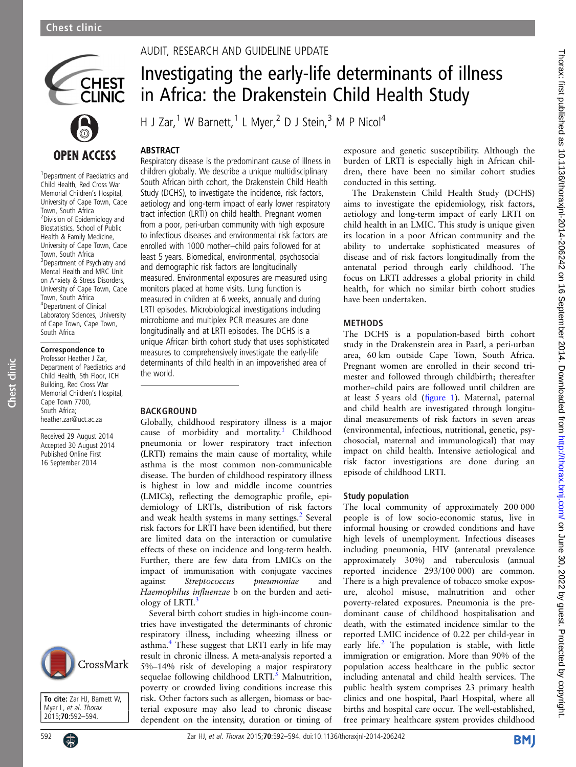# Investigating the early-life determinants of illness in Africa: the Drakenstein Child Health Study

AUDIT, RESEARCH AND GUIDELINE UPDATE

H J Zar,[1] W Barnett,[1] L Myer,[2] D J Stein,[3] M P Nicol[4]

[1]Department of Paediatrics and Child Health, Red Cross War Memorial Children's Hospital, University of Cape Town, Cape Town, South Africa
[2]Division of Epidemiology and Biostatistics, School of Public Health & Family Medicine, University of Cape Town, Cape Town, South Africa
[3]Department of Psychiatry and Mental Health and MRC Unit on Anxiety & Stress Disorders, University of Cape Town, Cape Town, South Africa
[4]Department of Clinical Laboratory Sciences, University of Cape Town, Cape Town, South Africa

**Correspondence to**
Professor Heather J Zar, Department of Paediatrics and Child Health, 5th Floor, ICH Building, Red Cross War Memorial Children's Hospital, Cape Town 7700, South Africa; heather.zar@uct.ac.za

Received 29 August 2014
Accepted 30 August 2014
Published Online First 16 September 2014

**To cite:** Zar HJ, Barnett W, Myer L, *et al*. *Thorax* 2015;**70**:592–594.

## ABSTRACT

Respiratory disease is the predominant cause of illness in children globally. We describe a unique multidisciplinary South African birth cohort, the Drakenstein Child Health Study (DCHS), to investigate the incidence, risk factors, aetiology and long-term impact of early lower respiratory tract infection (LRTI) on child health. Pregnant women from a poor, peri-urban community with high exposure to infectious diseases and environmental risk factors are enrolled with 1000 mother–child pairs followed for at least 5 years. Biomedical, environmental, psychosocial and demographic risk factors are longitudinally measured. Environmental exposures are measured using monitors placed at home visits. Lung function is measured in children at 6 weeks, annually and during LRTI episodes. Microbiological investigations including microbiome and multiplex PCR measures are done longitudinally and at LRTI episodes. The DCHS is a unique African birth cohort study that uses sophisticated measures to comprehensively investigate the early-life determinants of child health in an impoverished area of the world.

## BACKGROUND

Globally, childhood respiratory illness is a major cause of morbidity and mortality.[1] Childhood pneumonia or lower respiratory tract infection (LRTI) remains the main cause of mortality, while asthma is the most common non-communicable disease. The burden of childhood respiratory illness is highest in low and middle income countries (LMICs), reflecting the demographic profile, epidemiology of LRTIs, distribution of risk factors and weak health systems in many settings.[2] Several risk factors for LRTI have been identified, but there are limited data on the interaction or cumulative effects of these on incidence and long-term health. Further, there are few data from LMICs on the impact of immunisation with conjugate vaccines against *Streptococcus pneumoniae* and *Haemophilus influenzae* b on the burden and aetiology of LRTI.[3]

Several birth cohort studies in high-income countries have investigated the determinants of chronic respiratory illness, including wheezing illness or asthma.[4] These suggest that LRTI early in life may result in chronic illness. A meta-analysis reported a 5%–14% risk of developing a major respiratory sequelae following childhood LRTI.[5] Malnutrition, poverty or crowded living conditions increase this risk. Other factors such as allergen, biomass or bacterial exposure may also lead to chronic disease dependent on the intensity, duration or timing of exposure and genetic susceptibility. Although the burden of LRTI is especially high in African children, there have been no similar cohort studies conducted in this setting.

The Drakenstein Child Health Study (DCHS) aims to investigate the epidemiology, risk factors, aetiology and long-term impact of early LRTI on child health in an LMIC. This study is unique given its location in a poor African community and the ability to undertake sophisticated measures of disease and of risk factors longitudinally from the antenatal period through early childhood. The focus on LRTI addresses a global priority in child health, for which no similar birth cohort studies have been undertaken.

## METHODS

The DCHS is a population-based birth cohort study in the Drakenstein area in Paarl, a peri-urban area, 60 km outside Cape Town, South Africa. Pregnant women are enrolled in their second trimester and followed through childbirth; thereafter mother–child pairs are followed until children are at least 5 years old (figure 1). Maternal, paternal and child health are investigated through longitudinal measurements of risk factors in seven areas (environmental, infectious, nutritional, genetic, psychosocial, maternal and immunological) that may impact on child health. Intensive aetiological and risk factor investigations are done during an episode of childhood LRTI.

### Study population

The local community of approximately 200 000 people is of low socio-economic status, live in informal housing or crowded conditions and have high levels of unemployment. Infectious diseases including pneumonia, HIV (antenatal prevalence approximately 30%) and tuberculosis (annual reported incidence 293/100 000) are common. There is a high prevalence of tobacco smoke exposure, alcohol misuse, malnutrition and other poverty-related exposures. Pneumonia is the predominant cause of childhood hospitalisation and death, with the estimated incidence similar to the reported LMIC incidence of 0.22 per child-year in early life.[2] The population is stable, with little immigration or emigration. More than 90% of the population access healthcare in the public sector including antenatal and child health services. The public health system comprises 23 primary health clinics and one hospital, Paarl Hospital, where all births and hospital care occur. The well-established, free primary healthcare system provides childhood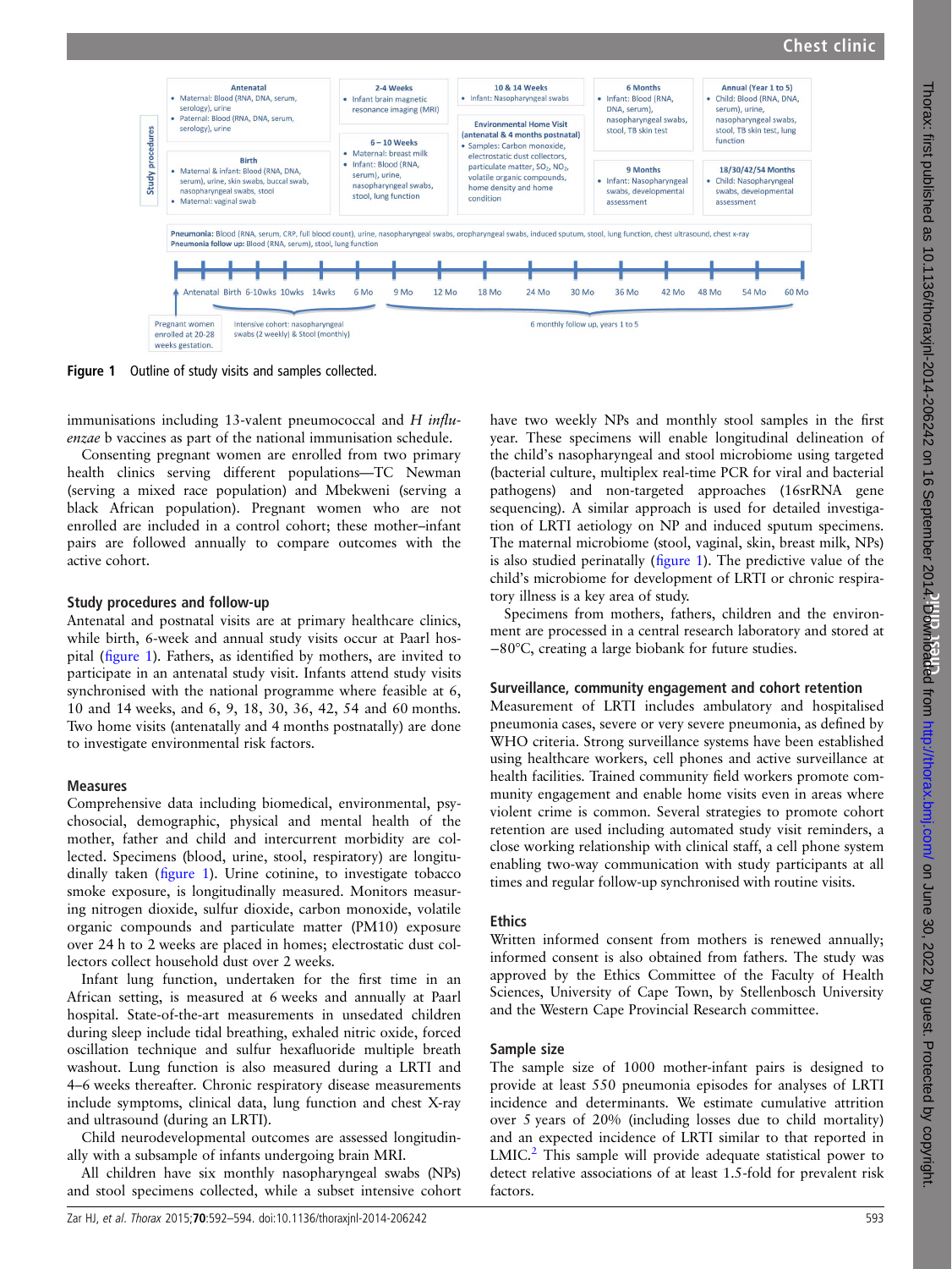Study procedures

**Antenatal**
- Maternal: Blood (RNA, DNA, serum, serology), urine
- Paternal: Blood (RNA, DNA, serum, serology), urine

**Birth**
- Maternal & infant: Blood (RNA, DNA, serum), urine, skin swabs, buccal swab, nasopharyngeal swabs, stool
- Maternal: vaginal swab

**2-4 Weeks**
- Infant brain magnetic resonance imaging (MRI)

**6 – 10 Weeks**
- Maternal: breast milk
- Infant: Blood (RNA, serum), urine, nasopharyngeal swabs, stool, lung function

**10 & 14 Weeks**
- Infant: Nasopharyngeal swabs

**Environmental Home Visit (antenatal & 4 months postnatal)**
- Samples: Carbon monoxide, electrostatic dust collectors, particulate matter, $SO_2$, $NO_2$, volatile organic compounds, home density and home condition

**6 Months**
- Infant: Blood (RNA, DNA, serum), nasopharyngeal swabs, stool, TB skin test

**9 Months**
- Infant: Nasopharyngeal swabs, developmental assessment

**Annual (Year 1 to 5)**
- Child: Blood (RNA, DNA, serum), urine, nasopharyngeal swabs, stool, TB skin test, lung function

**18/30/42/54 Months**
- Child: Nasopharyngeal swabs, developmental assessment

**Pneumonia:** Blood (RNA, serum, CRP, full blood count), urine, nasopharyngeal swabs, oropharyngeal swabs, induced sputum, stool, lung function, chest ultrasound, chest x-ray
**Pneumonia follow up:** Blood (RNA, serum), stool, lung function

Antenatal Birth 6-10wks 10wks 14wks 6 Mo 9 Mo 12 Mo 18 Mo 24 Mo 30 Mo 36 Mo 42 Mo 48 Mo 54 Mo 60 Mo

Pregnant women enrolled at 20-28 weeks gestation.

Intensive cohort: nasopharyngeal swabs (2 weekly) & Stool (monthly)

6 monthly follow up, years 1 to 5

**Figure 1** Outline of study visits and samples collected.

immunisations including 13-valent pneumococcal and *H influenzae* b vaccines as part of the national immunisation schedule.

Consenting pregnant women are enrolled from two primary health clinics serving different populations—TC Newman (serving a mixed race population) and Mbekweni (serving a black African population). Pregnant women who are not enrolled are included in a control cohort; these mother–infant pairs are followed annually to compare outcomes with the active cohort.

### Study procedures and follow-up

Antenatal and postnatal visits are at primary healthcare clinics, while birth, 6-week and annual study visits occur at Paarl hospital (figure 1). Fathers, as identified by mothers, are invited to participate in an antenatal study visit. Infants attend study visits synchronised with the national programme where feasible at 6, 10 and 14 weeks, and 6, 9, 18, 30, 36, 42, 54 and 60 months. Two home visits (antenatally and 4 months postnatally) are done to investigate environmental risk factors.

### Measures

Comprehensive data including biomedical, environmental, psychosocial, demographic, physical and mental health of the mother, father and child and intercurrent morbidity are collected. Specimens (blood, urine, stool, respiratory) are longitudinally taken (figure 1). Urine cotinine, to investigate tobacco smoke exposure, is longitudinally measured. Monitors measuring nitrogen dioxide, sulfur dioxide, carbon monoxide, volatile organic compounds and particulate matter (PM10) exposure over 24 h to 2 weeks are placed in homes; electrostatic dust collectors collect household dust over 2 weeks.

Infant lung function, undertaken for the first time in an African setting, is measured at 6 weeks and annually at Paarl hospital. State-of-the-art measurements in unsedated children during sleep include tidal breathing, exhaled nitric oxide, forced oscillation technique and sulfur hexafluoride multiple breath washout. Lung function is also measured during a LRTI and 4–6 weeks thereafter. Chronic respiratory disease measurements include symptoms, clinical data, lung function and chest X-ray and ultrasound (during an LRTI).

Child neurodevelopmental outcomes are assessed longitudinally with a subsample of infants undergoing brain MRI.

All children have six monthly nasopharyngeal swabs (NPs) and stool specimens collected, while a subset intensive cohort have two weekly NPs and monthly stool samples in the first year. These specimens will enable longitudinal delineation of the child's nasopharyngeal and stool microbiome using targeted (bacterial culture, multiplex real-time PCR for viral and bacterial pathogens) and non-targeted approaches (16srRNA gene sequencing). A similar approach is used for detailed investigation of LRTI aetiology on NP and induced sputum specimens. The maternal microbiome (stool, vaginal, skin, breast milk, NPs) is also studied perinatally (figure 1). The predictive value of the child's microbiome for development of LRTI or chronic respiratory illness is a key area of study.

Specimens from mothers, fathers, children and the environment are processed in a central research laboratory and stored at −80°C, creating a large biobank for future studies.

### Surveillance, community engagement and cohort retention

Measurement of LRTI includes ambulatory and hospitalised pneumonia cases, severe or very severe pneumonia, as defined by WHO criteria. Strong surveillance systems have been established using healthcare workers, cell phones and active surveillance at health facilities. Trained community field workers promote community engagement and enable home visits even in areas where violent crime is common. Several strategies to promote cohort retention are used including automated study visit reminders, a close working relationship with clinical staff, a cell phone system enabling two-way communication with study participants at all times and regular follow-up synchronised with routine visits.

### Ethics

Written informed consent from mothers is renewed annually; informed consent is also obtained from fathers. The study was approved by the Ethics Committee of the Faculty of Health Sciences, University of Cape Town, by Stellenbosch University and the Western Cape Provincial Research committee.

### Sample size

The sample size of 1000 mother-infant pairs is designed to provide at least 550 pneumonia episodes for analyses of LRTI incidence and determinants. We estimate cumulative attrition over 5 years of 20% (including losses due to child mortality) and an expected incidence of LRTI similar to that reported in LMIC.[2] This sample will provide adequate statistical power to detect relative associations of at least 1.5-fold for prevalent risk factors.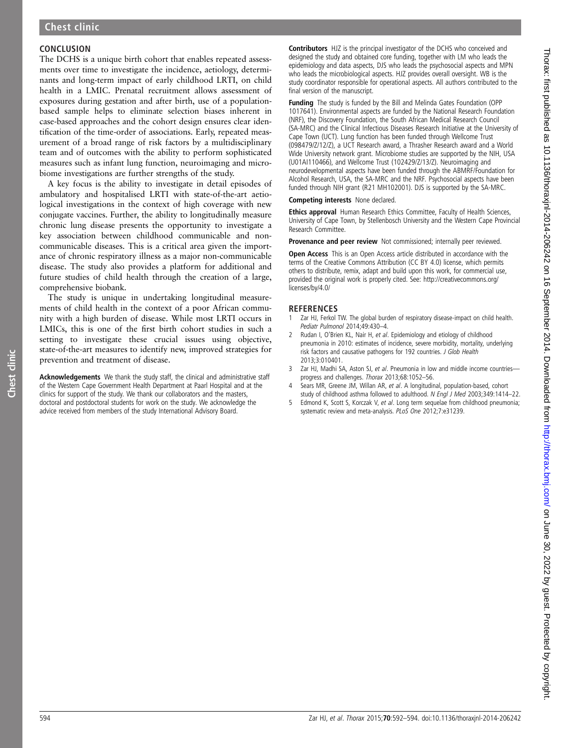## CONCLUSION

The DCHS is a unique birth cohort that enables repeated assessments over time to investigate the incidence, aetiology, determinants and long-term impact of early childhood LRTI, on child health in a LMIC. Prenatal recruitment allows assessment of exposures during gestation and after birth, use of a population-based sample helps to eliminate selection biases inherent in case-based approaches and the cohort design ensures clear identification of the time-order of associations. Early, repeated measurement of a broad range of risk factors by a multidisciplinary team and of outcomes with the ability to perform sophisticated measures such as infant lung function, neuroimaging and microbiome investigations are further strengths of the study.

A key focus is the ability to investigate in detail episodes of ambulatory and hospitalised LRTI with state-of-the-art aetiological investigations in the context of high coverage with new conjugate vaccines. Further, the ability to longitudinally measure chronic lung disease presents the opportunity to investigate a key association between childhood communicable and non-communicable diseases. This is a critical area given the importance of chronic respiratory illness as a major non-communicable disease. The study also provides a platform for additional and future studies of child health through the creation of a large, comprehensive biobank.

The study is unique in undertaking longitudinal measurements of child health in the context of a poor African community with a high burden of disease. While most LRTI occurs in LMICs, this is one of the first birth cohort studies in such a setting to investigate these crucial issues using objective, state-of-the-art measures to identify new, improved strategies for prevention and treatment of disease.

**Acknowledgements** We thank the study staff, the clinical and administrative staff of the Western Cape Government Health Department at Paarl Hospital and at the clinics for support of the study. We thank our collaborators and the masters, doctoral and postdoctoral students for work on the study. We acknowledge the advice received from members of the study International Advisory Board.

**Contributors** HJZ is the principal investigator of the DCHS who conceived and designed the study and obtained core funding, together with LM who leads the epidemiology and data aspects, DJS who leads the psychosocial aspects and MPN who leads the microbiological aspects. HJZ provides overall oversight. WB is the study coordinator responsible for operational aspects. All authors contributed to the final version of the manuscript.

**Funding** The study is funded by the Bill and Melinda Gates Foundation (OPP 1017641). Environmental aspects are funded by the National Research Foundation (NRF), the Discovery Foundation, the South African Medical Research Council (SA-MRC) and the Clinical Infectious Diseases Research Initiative at the University of Cape Town (UCT). Lung function has been funded through Wellcome Trust (098479/Z/12/Z), a UCT Research award, a Thrasher Research award and a World Wide University network grant. Microbiome studies are supported by the NIH, USA (U01AI110466), and Wellcome Trust (102429/Z/13/Z). Neuroimaging and neurodevelopmental aspects have been funded through the ABMRF/Foundation for Alcohol Research, USA, the SA-MRC and the NRF. Psychosocial aspects have been funded through NIH grant (R21 MH102001). DJS is supported by the SA-MRC.

**Competing interests** None declared.

**Ethics approval** Human Research Ethics Committee, Faculty of Health Sciences, University of Cape Town, by Stellenbosch University and the Western Cape Provincial Research Committee.

**Provenance and peer review** Not commissioned; internally peer reviewed.

**Open Access** This is an Open Access article distributed in accordance with the terms of the Creative Commons Attribution (CC BY 4.0) license, which permits others to distribute, remix, adapt and build upon this work, for commercial use, provided the original work is properly cited. See: http://creativecommons.org/licenses/by/4.0/

## REFERENCES

1. Zar HJ, Ferkol TW. The global burden of respiratory disease-impact on child health. *Pediatr Pulmonol* 2014;49:430–4.
2. Rudan I, O'Brien KL, Nair H, *et al*. Epidemiology and etiology of childhood pneumonia in 2010: estimates of incidence, severe morbidity, mortality, underlying risk factors and causative pathogens for 192 countries. *J Glob Health* 2013;3:010401.
3. Zar HJ, Madhi SA, Aston SJ, *et al*. Pneumonia in low and middle income countries—progress and challenges. *Thorax* 2013;68:1052–56.
4. Sears MR, Greene JM, Willan AR, *et al*. A longitudinal, population-based, cohort study of childhood asthma followed to adulthood. *N Engl J Med* 2003;349:1414–22.
5. Edmond K, Scott S, Korczak V, *et al*. Long term sequelae from childhood pneumonia; systematic review and meta-analysis. *PLoS One* 2012;7:e31239.